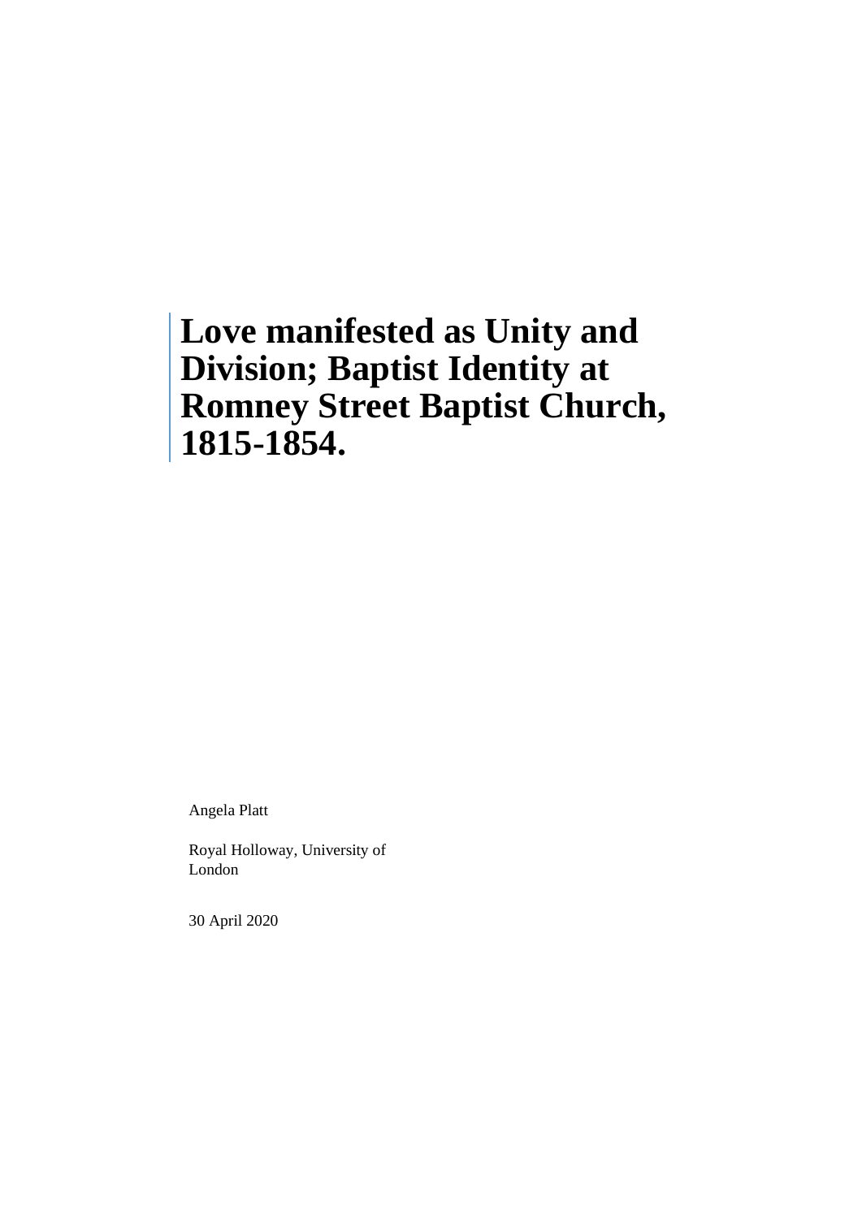# Love manifested as Unity and Division; Baptist Identity at Romney Street Baptist Church, 1815-1854.

Angela Platt

Royal Holloway, University of London

30 April 2020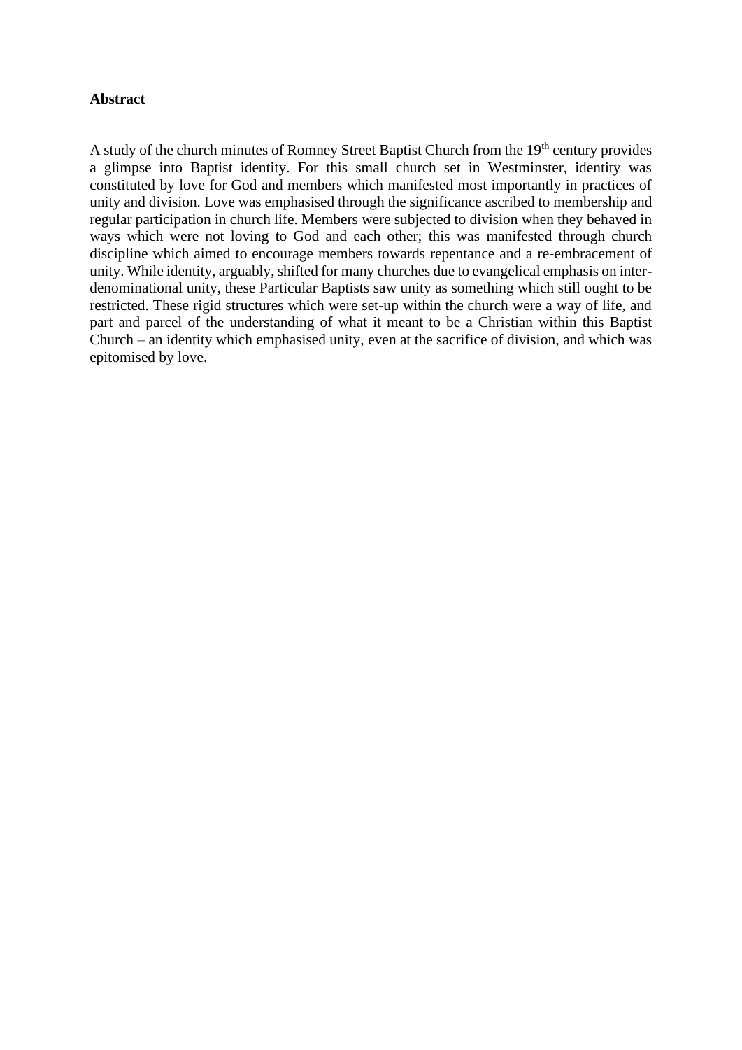**Abstract**

A study of the church minutes of Romney Street Baptist Church from the 19th century provides a glimpse into Baptist identity. For this small church set in Westminster, identity was constituted by love for God and members which manifested most importantly in practices of unity and division. Love was emphasised through the significance ascribed to membership and regular participation in church life. Members were subjected to division when they behaved in ways which were not loving to God and each other; this was manifested through church discipline which aimed to encourage members towards repentance and a re-embracement of unity. While identity, arguably, shifted for many churches due to evangelical emphasis on inter-denominational unity, these Particular Baptists saw unity as something which still ought to be restricted. These rigid structures which were set-up within the church were a way of life, and part and parcel of the understanding of what it meant to be a Christian within this Baptist Church – an identity which emphasised unity, even at the sacrifice of division, and which was epitomised by love.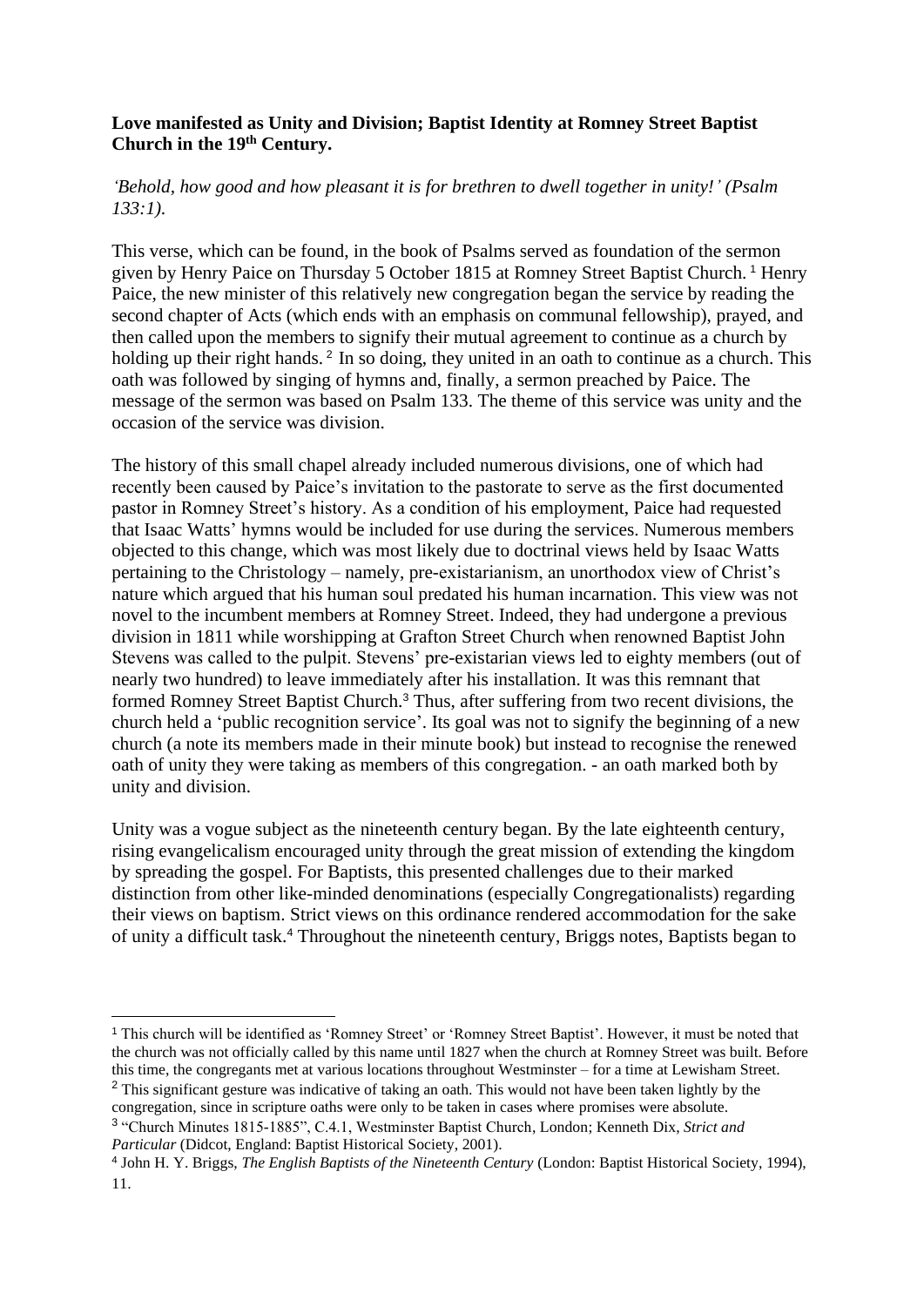**Love manifested as Unity and Division; Baptist Identity at Romney Street Baptist Church in the 19th Century.**

*'Behold, how good and how pleasant it is for brethren to dwell together in unity!' (Psalm 133:1).*

This verse, which can be found, in the book of Psalms served as foundation of the sermon given by Henry Paice on Thursday 5 October 1815 at Romney Street Baptist Church. [1] Henry Paice, the new minister of this relatively new congregation began the service by reading the second chapter of Acts (which ends with an emphasis on communal fellowship), prayed, and then called upon the members to signify their mutual agreement to continue as a church by holding up their right hands. [2] In so doing, they united in an oath to continue as a church. This oath was followed by singing of hymns and, finally, a sermon preached by Paice. The message of the sermon was based on Psalm 133. The theme of this service was unity and the occasion of the service was division.

The history of this small chapel already included numerous divisions, one of which had recently been caused by Paice's invitation to the pastorate to serve as the first documented pastor in Romney Street's history. As a condition of his employment, Paice had requested that Isaac Watts' hymns would be included for use during the services. Numerous members objected to this change, which was most likely due to doctrinal views held by Isaac Watts pertaining to the Christology – namely, pre-existarianism, an unorthodox view of Christ's nature which argued that his human soul predated his human incarnation. This view was not novel to the incumbent members at Romney Street. Indeed, they had undergone a previous division in 1811 while worshipping at Grafton Street Church when renowned Baptist John Stevens was called to the pulpit. Stevens' pre-existarian views led to eighty members (out of nearly two hundred) to leave immediately after his installation. It was this remnant that formed Romney Street Baptist Church.[3] Thus, after suffering from two recent divisions, the church held a 'public recognition service'. Its goal was not to signify the beginning of a new church (a note its members made in their minute book) but instead to recognise the renewed oath of unity they were taking as members of this congregation. - an oath marked both by unity and division.

Unity was a vogue subject as the nineteenth century began. By the late eighteenth century, rising evangelicalism encouraged unity through the great mission of extending the kingdom by spreading the gospel. For Baptists, this presented challenges due to their marked distinction from other like-minded denominations (especially Congregationalists) regarding their views on baptism. Strict views on this ordinance rendered accommodation for the sake of unity a difficult task.[4] Throughout the nineteenth century, Briggs notes, Baptists began to

---

[1] This church will be identified as 'Romney Street' or 'Romney Street Baptist'. However, it must be noted that the church was not officially called by this name until 1827 when the church at Romney Street was built. Before this time, the congregants met at various locations throughout Westminster – for a time at Lewisham Street.

[2] This significant gesture was indicative of taking an oath. This would not have been taken lightly by the congregation, since in scripture oaths were only to be taken in cases where promises were absolute.

[3] "Church Minutes 1815-1885", C.4.1, Westminster Baptist Church, London; Kenneth Dix, *Strict and Particular* (Didcot, England: Baptist Historical Society, 2001).

[4] John H. Y. Briggs, *The English Baptists of the Nineteenth Century* (London: Baptist Historical Society, 1994), 11.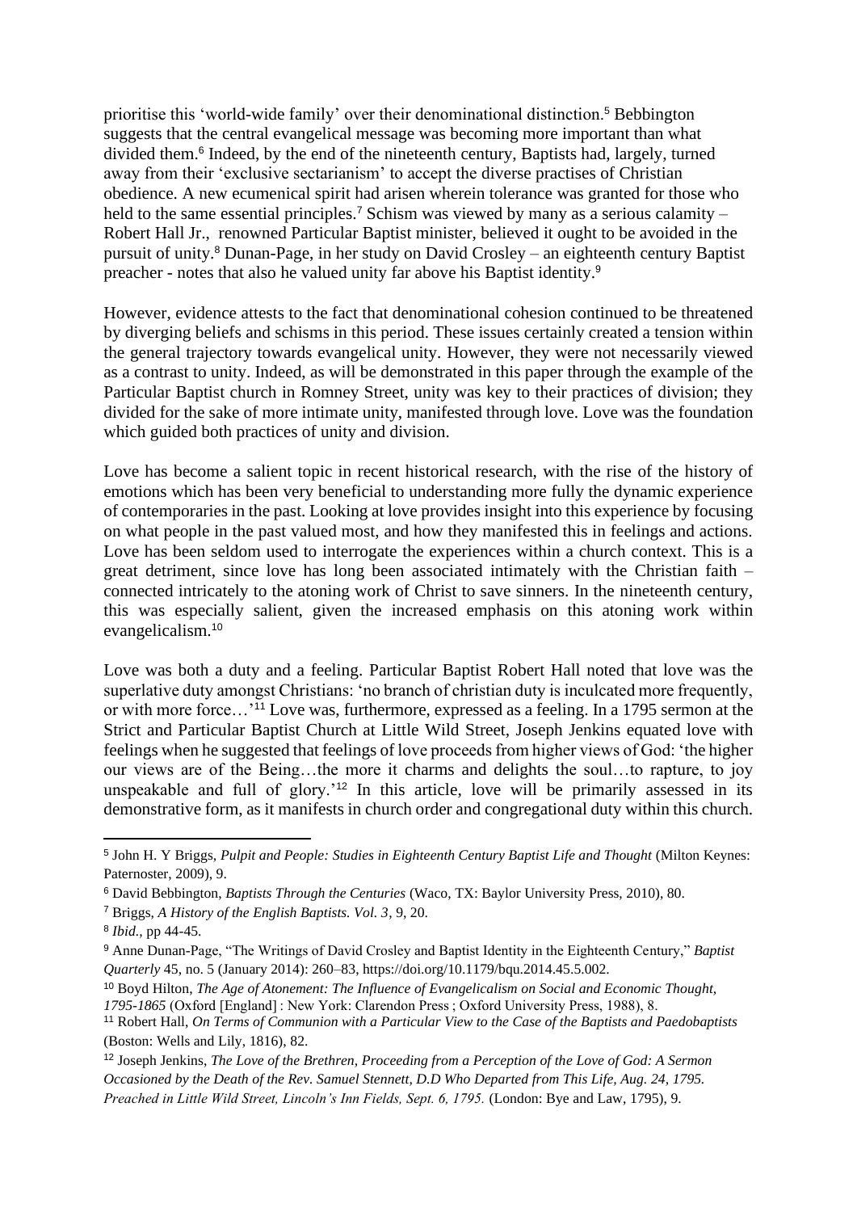prioritise this 'world-wide family' over their denominational distinction.[5] Bebbington suggests that the central evangelical message was becoming more important than what divided them.[6] Indeed, by the end of the nineteenth century, Baptists had, largely, turned away from their 'exclusive sectarianism' to accept the diverse practises of Christian obedience. A new ecumenical spirit had arisen wherein tolerance was granted for those who held to the same essential principles.[7] Schism was viewed by many as a serious calamity – Robert Hall Jr., renowned Particular Baptist minister, believed it ought to be avoided in the pursuit of unity.[8] Dunan-Page, in her study on David Crosley – an eighteenth century Baptist preacher - notes that also he valued unity far above his Baptist identity.[9]

However, evidence attests to the fact that denominational cohesion continued to be threatened by diverging beliefs and schisms in this period. These issues certainly created a tension within the general trajectory towards evangelical unity. However, they were not necessarily viewed as a contrast to unity. Indeed, as will be demonstrated in this paper through the example of the Particular Baptist church in Romney Street, unity was key to their practices of division; they divided for the sake of more intimate unity, manifested through love. Love was the foundation which guided both practices of unity and division.

Love has become a salient topic in recent historical research, with the rise of the history of emotions which has been very beneficial to understanding more fully the dynamic experience of contemporaries in the past. Looking at love provides insight into this experience by focusing on what people in the past valued most, and how they manifested this in feelings and actions. Love has been seldom used to interrogate the experiences within a church context. This is a great detriment, since love has long been associated intimately with the Christian faith – connected intricately to the atoning work of Christ to save sinners. In the nineteenth century, this was especially salient, given the increased emphasis on this atoning work within evangelicalism.[10]

Love was both a duty and a feeling. Particular Baptist Robert Hall noted that love was the superlative duty amongst Christians: 'no branch of christian duty is inculcated more frequently, or with more force…'[11] Love was, furthermore, expressed as a feeling. In a 1795 sermon at the Strict and Particular Baptist Church at Little Wild Street, Joseph Jenkins equated love with feelings when he suggested that feelings of love proceeds from higher views of God: 'the higher our views are of the Being…the more it charms and delights the soul…to rapture, to joy unspeakable and full of glory.'[12] In this article, love will be primarily assessed in its demonstrative form, as it manifests in church order and congregational duty within this church.

---

[5] John H. Y Briggs, *Pulpit and People: Studies in Eighteenth Century Baptist Life and Thought* (Milton Keynes: Paternoster, 2009), 9.

[6] David Bebbington, *Baptists Through the Centuries* (Waco, TX: Baylor University Press, 2010), 80.

[7] Briggs, *A History of the English Baptists. Vol. 3*, 9, 20.

[8] *Ibid.,* pp 44-45.

[9] Anne Dunan-Page, "The Writings of David Crosley and Baptist Identity in the Eighteenth Century," *Baptist Quarterly* 45, no. 5 (January 2014): 260–83, https://doi.org/10.1179/bqu.2014.45.5.002.

[10] Boyd Hilton, *The Age of Atonement: The Influence of Evangelicalism on Social and Economic Thought, 1795-1865* (Oxford [England] : New York: Clarendon Press ; Oxford University Press, 1988), 8.

[11] Robert Hall, *On Terms of Communion with a Particular View to the Case of the Baptists and Paedobaptists* (Boston: Wells and Lily, 1816), 82.

[12] Joseph Jenkins, *The Love of the Brethren, Proceeding from a Perception of the Love of God: A Sermon Occasioned by the Death of the Rev. Samuel Stennett, D.D Who Departed from This Life, Aug. 24, 1795. Preached in Little Wild Street, Lincoln's Inn Fields, Sept. 6, 1795.* (London: Bye and Law, 1795), 9.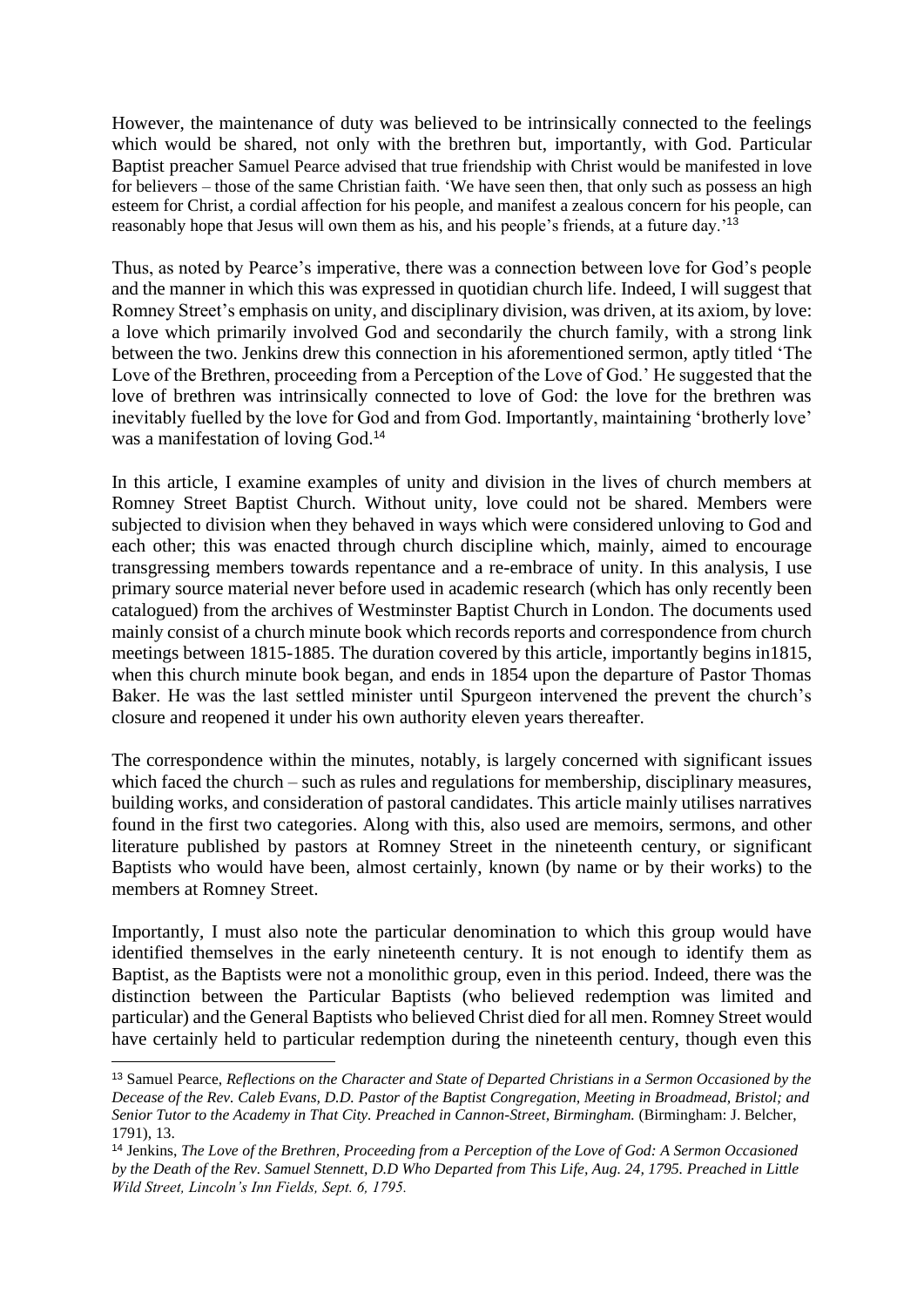However, the maintenance of duty was believed to be intrinsically connected to the feelings which would be shared, not only with the brethren but, importantly, with God. Particular Baptist preacher Samuel Pearce advised that true friendship with Christ would be manifested in love for believers – those of the same Christian faith. 'We have seen then, that only such as possess an high esteem for Christ, a cordial affection for his people, and manifest a zealous concern for his people, can reasonably hope that Jesus will own them as his, and his people's friends, at a future day.'[13]

Thus, as noted by Pearce's imperative, there was a connection between love for God's people and the manner in which this was expressed in quotidian church life. Indeed, I will suggest that Romney Street's emphasis on unity, and disciplinary division, was driven, at its axiom, by love: a love which primarily involved God and secondarily the church family, with a strong link between the two. Jenkins drew this connection in his aforementioned sermon, aptly titled 'The Love of the Brethren, proceeding from a Perception of the Love of God.' He suggested that the love of brethren was intrinsically connected to love of God: the love for the brethren was inevitably fuelled by the love for God and from God. Importantly, maintaining 'brotherly love' was a manifestation of loving God.[14]

In this article, I examine examples of unity and division in the lives of church members at Romney Street Baptist Church. Without unity, love could not be shared. Members were subjected to division when they behaved in ways which were considered unloving to God and each other; this was enacted through church discipline which, mainly, aimed to encourage transgressing members towards repentance and a re-embrace of unity. In this analysis, I use primary source material never before used in academic research (which has only recently been catalogued) from the archives of Westminster Baptist Church in London. The documents used mainly consist of a church minute book which records reports and correspondence from church meetings between 1815-1885. The duration covered by this article, importantly begins in1815, when this church minute book began, and ends in 1854 upon the departure of Pastor Thomas Baker. He was the last settled minister until Spurgeon intervened the prevent the church's closure and reopened it under his own authority eleven years thereafter.

The correspondence within the minutes, notably, is largely concerned with significant issues which faced the church – such as rules and regulations for membership, disciplinary measures, building works, and consideration of pastoral candidates. This article mainly utilises narratives found in the first two categories. Along with this, also used are memoirs, sermons, and other literature published by pastors at Romney Street in the nineteenth century, or significant Baptists who would have been, almost certainly, known (by name or by their works) to the members at Romney Street.

Importantly, I must also note the particular denomination to which this group would have identified themselves in the early nineteenth century. It is not enough to identify them as Baptist, as the Baptists were not a monolithic group, even in this period. Indeed, there was the distinction between the Particular Baptists (who believed redemption was limited and particular) and the General Baptists who believed Christ died for all men. Romney Street would have certainly held to particular redemption during the nineteenth century, though even this

---

[13] Samuel Pearce, *Reflections on the Character and State of Departed Christians in a Sermon Occasioned by the Decease of the Rev. Caleb Evans, D.D. Pastor of the Baptist Congregation, Meeting in Broadmead, Bristol; and Senior Tutor to the Academy in That City. Preached in Cannon-Street, Birmingham.* (Birmingham: J. Belcher, 1791), 13.

[14] Jenkins, *The Love of the Brethren, Proceeding from a Perception of the Love of God: A Sermon Occasioned by the Death of the Rev. Samuel Stennett, D.D Who Departed from This Life, Aug. 24, 1795. Preached in Little Wild Street, Lincoln's Inn Fields, Sept. 6, 1795.*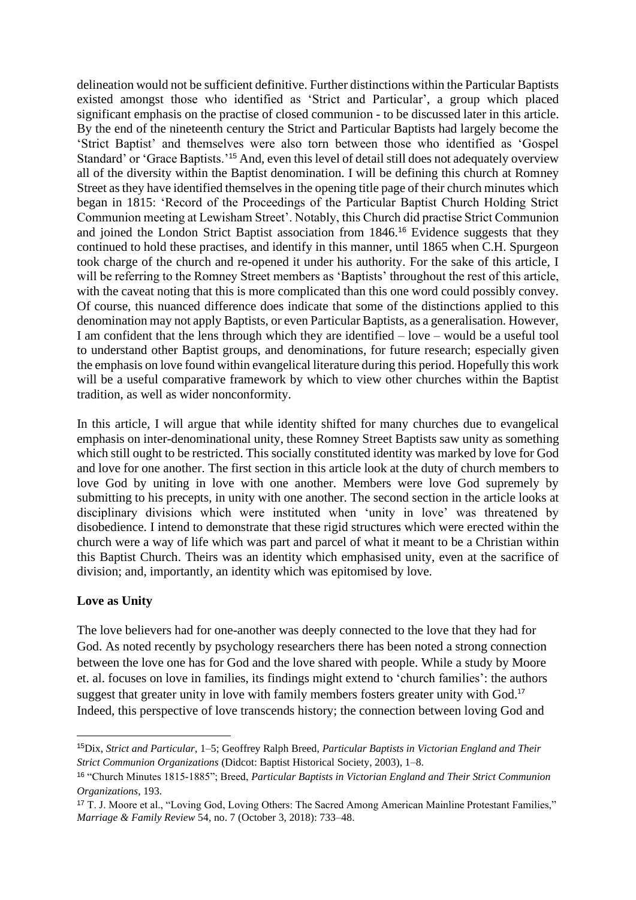delineation would not be sufficient definitive. Further distinctions within the Particular Baptists existed amongst those who identified as 'Strict and Particular', a group which placed significant emphasis on the practise of closed communion - to be discussed later in this article. By the end of the nineteenth century the Strict and Particular Baptists had largely become the 'Strict Baptist' and themselves were also torn between those who identified as 'Gospel Standard' or 'Grace Baptists.'[15] And, even this level of detail still does not adequately overview all of the diversity within the Baptist denomination. I will be defining this church at Romney Street as they have identified themselves in the opening title page of their church minutes which began in 1815: 'Record of the Proceedings of the Particular Baptist Church Holding Strict Communion meeting at Lewisham Street'. Notably, this Church did practise Strict Communion and joined the London Strict Baptist association from 1846.[16] Evidence suggests that they continued to hold these practises, and identify in this manner, until 1865 when C.H. Spurgeon took charge of the church and re-opened it under his authority. For the sake of this article, I will be referring to the Romney Street members as 'Baptists' throughout the rest of this article, with the caveat noting that this is more complicated than this one word could possibly convey. Of course, this nuanced difference does indicate that some of the distinctions applied to this denomination may not apply Baptists, or even Particular Baptists, as a generalisation. However, I am confident that the lens through which they are identified – love – would be a useful tool to understand other Baptist groups, and denominations, for future research; especially given the emphasis on love found within evangelical literature during this period. Hopefully this work will be a useful comparative framework by which to view other churches within the Baptist tradition, as well as wider nonconformity.

In this article, I will argue that while identity shifted for many churches due to evangelical emphasis on inter-denominational unity, these Romney Street Baptists saw unity as something which still ought to be restricted. This socially constituted identity was marked by love for God and love for one another. The first section in this article look at the duty of church members to love God by uniting in love with one another. Members were love God supremely by submitting to his precepts, in unity with one another. The second section in the article looks at disciplinary divisions which were instituted when 'unity in love' was threatened by disobedience. I intend to demonstrate that these rigid structures which were erected within the church were a way of life which was part and parcel of what it meant to be a Christian within this Baptist Church. Theirs was an identity which emphasised unity, even at the sacrifice of division; and, importantly, an identity which was epitomised by love.

## Love as Unity

The love believers had for one-another was deeply connected to the love that they had for God. As noted recently by psychology researchers there has been noted a strong connection between the love one has for God and the love shared with people. While a study by Moore et. al. focuses on love in families, its findings might extend to 'church families': the authors suggest that greater unity in love with family members fosters greater unity with God.[17] Indeed, this perspective of love transcends history; the connection between loving God and

---

[15] Dix, *Strict and Particular*, 1–5; Geoffrey Ralph Breed, *Particular Baptists in Victorian England and Their Strict Communion Organizations* (Didcot: Baptist Historical Society, 2003), 1–8.

[16] "Church Minutes 1815-1885"; Breed, *Particular Baptists in Victorian England and Their Strict Communion Organizations*, 193.

[17] T. J. Moore et al., "Loving God, Loving Others: The Sacred Among American Mainline Protestant Families," *Marriage & Family Review* 54, no. 7 (October 3, 2018): 733–48.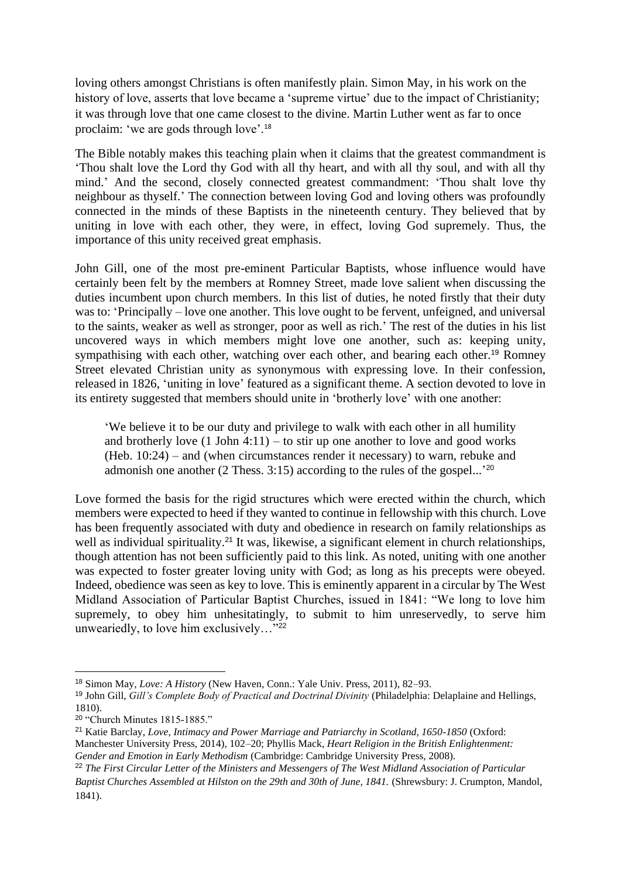loving others amongst Christians is often manifestly plain. Simon May, in his work on the history of love, asserts that love became a 'supreme virtue' due to the impact of Christianity; it was through love that one came closest to the divine. Martin Luther went as far to once proclaim: 'we are gods through love'.[18]

The Bible notably makes this teaching plain when it claims that the greatest commandment is 'Thou shalt love the Lord thy God with all thy heart, and with all thy soul, and with all thy mind.' And the second, closely connected greatest commandment: 'Thou shalt love thy neighbour as thyself.' The connection between loving God and loving others was profoundly connected in the minds of these Baptists in the nineteenth century. They believed that by uniting in love with each other, they were, in effect, loving God supremely. Thus, the importance of this unity received great emphasis.

John Gill, one of the most pre-eminent Particular Baptists, whose influence would have certainly been felt by the members at Romney Street, made love salient when discussing the duties incumbent upon church members. In this list of duties, he noted firstly that their duty was to: 'Principally – love one another. This love ought to be fervent, unfeigned, and universal to the saints, weaker as well as stronger, poor as well as rich.' The rest of the duties in his list uncovered ways in which members might love one another, such as: keeping unity, sympathising with each other, watching over each other, and bearing each other.[19] Romney Street elevated Christian unity as synonymous with expressing love. In their confession, released in 1826, 'uniting in love' featured as a significant theme. A section devoted to love in its entirety suggested that members should unite in 'brotherly love' with one another:

> 'We believe it to be our duty and privilege to walk with each other in all humility and brotherly love (1 John 4:11) – to stir up one another to love and good works (Heb. 10:24) – and (when circumstances render it necessary) to warn, rebuke and admonish one another (2 Thess. 3:15) according to the rules of the gospel...'[20]

Love formed the basis for the rigid structures which were erected within the church, which members were expected to heed if they wanted to continue in fellowship with this church. Love has been frequently associated with duty and obedience in research on family relationships as well as individual spirituality.[21] It was, likewise, a significant element in church relationships, though attention has not been sufficiently paid to this link. As noted, uniting with one another was expected to foster greater loving unity with God; as long as his precepts were obeyed. Indeed, obedience was seen as key to love. This is eminently apparent in a circular by The West Midland Association of Particular Baptist Churches, issued in 1841: "We long to love him supremely, to obey him unhesitatingly, to submit to him unreservedly, to serve him unweariedly, to love him exclusively…"[22]

---

[18] Simon May, *Love: A History* (New Haven, Conn.: Yale Univ. Press, 2011), 82–93.

[19] John Gill, *Gill's Complete Body of Practical and Doctrinal Divinity* (Philadelphia: Delaplaine and Hellings, 1810).

[20] "Church Minutes 1815-1885."

[21] Katie Barclay, *Love, Intimacy and Power Marriage and Patriarchy in Scotland, 1650-1850* (Oxford: Manchester University Press, 2014), 102–20; Phyllis Mack, *Heart Religion in the British Enlightenment: Gender and Emotion in Early Methodism* (Cambridge: Cambridge University Press, 2008).

[22] *The First Circular Letter of the Ministers and Messengers of The West Midland Association of Particular Baptist Churches Assembled at Hilston on the 29th and 30th of June, 1841.* (Shrewsbury: J. Crumpton, Mandol, 1841).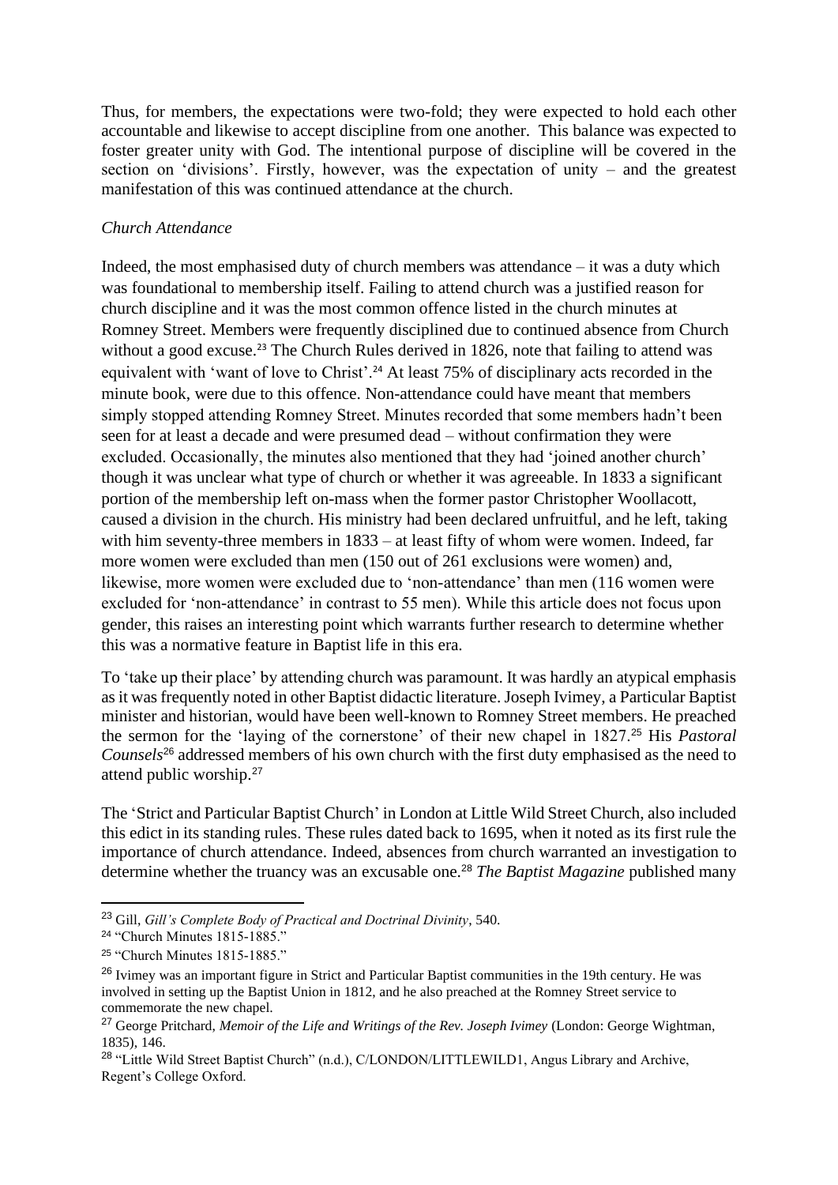Thus, for members, the expectations were two-fold; they were expected to hold each other accountable and likewise to accept discipline from one another. This balance was expected to foster greater unity with God. The intentional purpose of discipline will be covered in the section on 'divisions'. Firstly, however, was the expectation of unity – and the greatest manifestation of this was continued attendance at the church.

*Church Attendance*

Indeed, the most emphasised duty of church members was attendance – it was a duty which was foundational to membership itself. Failing to attend church was a justified reason for church discipline and it was the most common offence listed in the church minutes at Romney Street. Members were frequently disciplined due to continued absence from Church without a good excuse.[23] The Church Rules derived in 1826, note that failing to attend was equivalent with 'want of love to Christ'.[24] At least 75% of disciplinary acts recorded in the minute book, were due to this offence. Non-attendance could have meant that members simply stopped attending Romney Street. Minutes recorded that some members hadn't been seen for at least a decade and were presumed dead – without confirmation they were excluded. Occasionally, the minutes also mentioned that they had 'joined another church' though it was unclear what type of church or whether it was agreeable. In 1833 a significant portion of the membership left on-mass when the former pastor Christopher Woollacott, caused a division in the church. His ministry had been declared unfruitful, and he left, taking with him seventy-three members in 1833 – at least fifty of whom were women. Indeed, far more women were excluded than men (150 out of 261 exclusions were women) and, likewise, more women were excluded due to 'non-attendance' than men (116 women were excluded for 'non-attendance' in contrast to 55 men). While this article does not focus upon gender, this raises an interesting point which warrants further research to determine whether this was a normative feature in Baptist life in this era.

To 'take up their place' by attending church was paramount. It was hardly an atypical emphasis as it was frequently noted in other Baptist didactic literature. Joseph Ivimey, a Particular Baptist minister and historian, would have been well-known to Romney Street members. He preached the sermon for the 'laying of the cornerstone' of their new chapel in 1827.[25] His *Pastoral Counsels*[26] addressed members of his own church with the first duty emphasised as the need to attend public worship.[27]

The 'Strict and Particular Baptist Church' in London at Little Wild Street Church, also included this edict in its standing rules. These rules dated back to 1695, when it noted as its first rule the importance of church attendance. Indeed, absences from church warranted an investigation to determine whether the truancy was an excusable one.[28] *The Baptist Magazine* published many

---

[23] Gill, *Gill's Complete Body of Practical and Doctrinal Divinity*, 540.

[24] "Church Minutes 1815-1885."

[25] "Church Minutes 1815-1885."

[26] Ivimey was an important figure in Strict and Particular Baptist communities in the 19th century. He was involved in setting up the Baptist Union in 1812, and he also preached at the Romney Street service to commemorate the new chapel.

[27] George Pritchard, *Memoir of the Life and Writings of the Rev. Joseph Ivimey* (London: George Wightman, 1835), 146.

[28] "Little Wild Street Baptist Church" (n.d.), C/LONDON/LITTLEWILD1, Angus Library and Archive, Regent's College Oxford.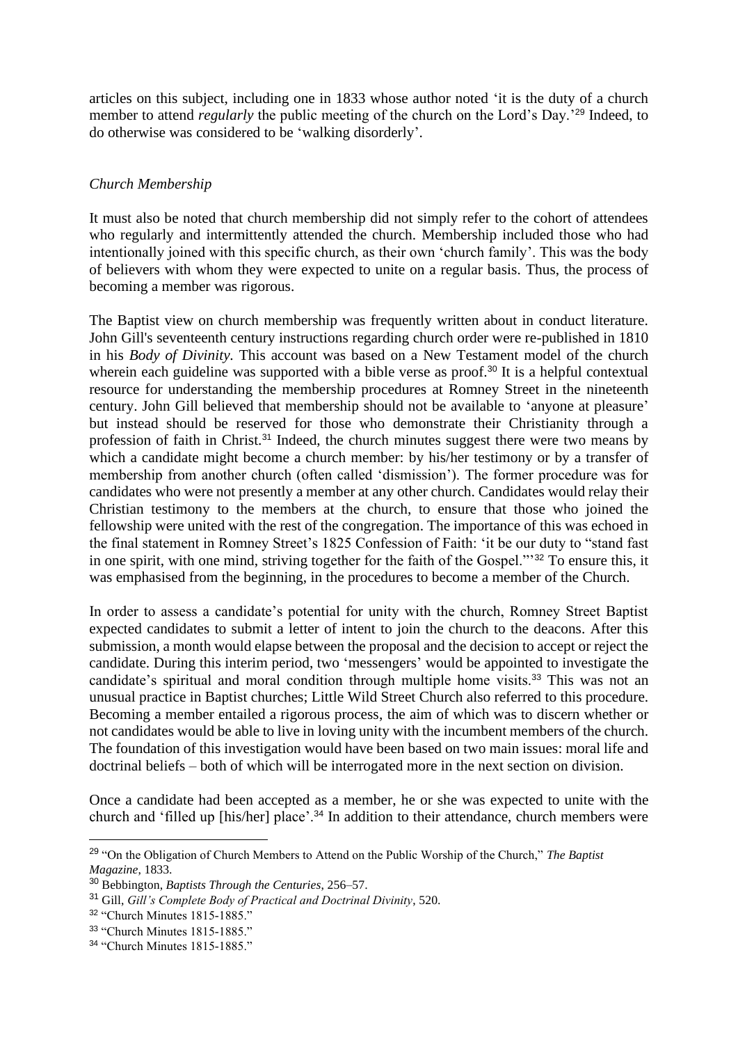articles on this subject, including one in 1833 whose author noted 'it is the duty of a church member to attend *regularly* the public meeting of the church on the Lord's Day.'[29] Indeed, to do otherwise was considered to be 'walking disorderly'.

### *Church Membership*

It must also be noted that church membership did not simply refer to the cohort of attendees who regularly and intermittently attended the church. Membership included those who had intentionally joined with this specific church, as their own 'church family'. This was the body of believers with whom they were expected to unite on a regular basis. Thus, the process of becoming a member was rigorous.

The Baptist view on church membership was frequently written about in conduct literature. John Gill's seventeenth century instructions regarding church order were re-published in 1810 in his *Body of Divinity*. This account was based on a New Testament model of the church wherein each guideline was supported with a bible verse as proof.[30] It is a helpful contextual resource for understanding the membership procedures at Romney Street in the nineteenth century. John Gill believed that membership should not be available to 'anyone at pleasure' but instead should be reserved for those who demonstrate their Christianity through a profession of faith in Christ.[31] Indeed, the church minutes suggest there were two means by which a candidate might become a church member: by his/her testimony or by a transfer of membership from another church (often called 'dismission'). The former procedure was for candidates who were not presently a member at any other church. Candidates would relay their Christian testimony to the members at the church, to ensure that those who joined the fellowship were united with the rest of the congregation. The importance of this was echoed in the final statement in Romney Street's 1825 Confession of Faith: 'it be our duty to "stand fast in one spirit, with one mind, striving together for the faith of the Gospel."'[32] To ensure this, it was emphasised from the beginning, in the procedures to become a member of the Church.

In order to assess a candidate's potential for unity with the church, Romney Street Baptist expected candidates to submit a letter of intent to join the church to the deacons. After this submission, a month would elapse between the proposal and the decision to accept or reject the candidate. During this interim period, two 'messengers' would be appointed to investigate the candidate's spiritual and moral condition through multiple home visits.[33] This was not an unusual practice in Baptist churches; Little Wild Street Church also referred to this procedure. Becoming a member entailed a rigorous process, the aim of which was to discern whether or not candidates would be able to live in loving unity with the incumbent members of the church. The foundation of this investigation would have been based on two main issues: moral life and doctrinal beliefs – both of which will be interrogated more in the next section on division.

Once a candidate had been accepted as a member, he or she was expected to unite with the church and 'filled up [his/her] place'.[34] In addition to their attendance, church members were

---

[29] "On the Obligation of Church Members to Attend on the Public Worship of the Church," *The Baptist Magazine*, 1833.

[30] Bebbington, *Baptists Through the Centuries*, 256–57.

[31] Gill, *Gill's Complete Body of Practical and Doctrinal Divinity*, 520.

[32] "Church Minutes 1815-1885."

[33] "Church Minutes 1815-1885."

[34] "Church Minutes 1815-1885."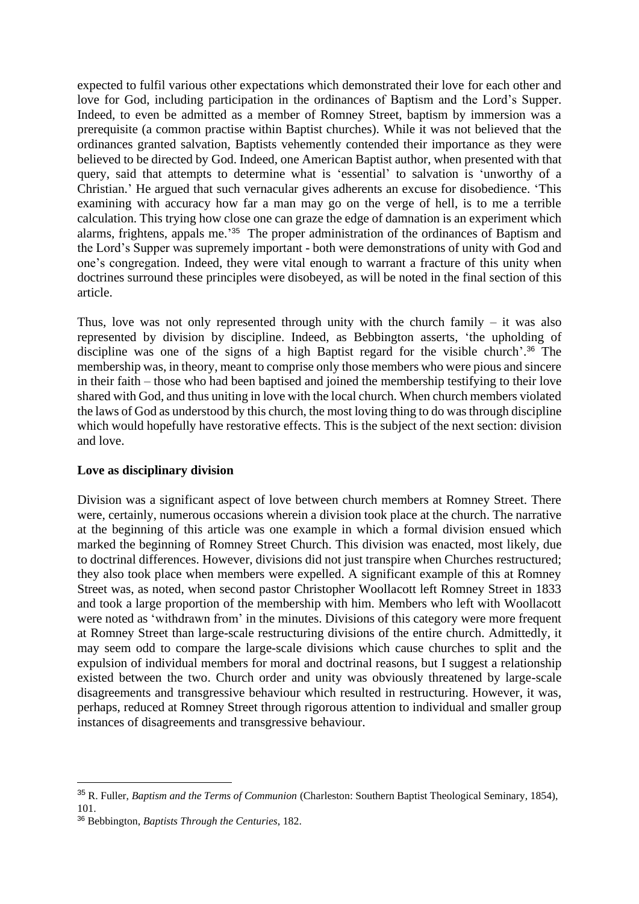expected to fulfil various other expectations which demonstrated their love for each other and love for God, including participation in the ordinances of Baptism and the Lord's Supper. Indeed, to even be admitted as a member of Romney Street, baptism by immersion was a prerequisite (a common practise within Baptist churches). While it was not believed that the ordinances granted salvation, Baptists vehemently contended their importance as they were believed to be directed by God. Indeed, one American Baptist author, when presented with that query, said that attempts to determine what is 'essential' to salvation is 'unworthy of a Christian.' He argued that such vernacular gives adherents an excuse for disobedience. 'This examining with accuracy how far a man may go on the verge of hell, is to me a terrible calculation. This trying how close one can graze the edge of damnation is an experiment which alarms, frightens, appals me.'[35] The proper administration of the ordinances of Baptism and the Lord's Supper was supremely important - both were demonstrations of unity with God and one's congregation. Indeed, they were vital enough to warrant a fracture of this unity when doctrines surround these principles were disobeyed, as will be noted in the final section of this article.

Thus, love was not only represented through unity with the church family – it was also represented by division by discipline. Indeed, as Bebbington asserts, 'the upholding of discipline was one of the signs of a high Baptist regard for the visible church'.[36] The membership was, in theory, meant to comprise only those members who were pious and sincere in their faith – those who had been baptised and joined the membership testifying to their love shared with God, and thus uniting in love with the local church. When church members violated the laws of God as understood by this church, the most loving thing to do was through discipline which would hopefully have restorative effects. This is the subject of the next section: division and love.

### Love as disciplinary division

Division was a significant aspect of love between church members at Romney Street. There were, certainly, numerous occasions wherein a division took place at the church. The narrative at the beginning of this article was one example in which a formal division ensued which marked the beginning of Romney Street Church. This division was enacted, most likely, due to doctrinal differences. However, divisions did not just transpire when Churches restructured; they also took place when members were expelled. A significant example of this at Romney Street was, as noted, when second pastor Christopher Woollacott left Romney Street in 1833 and took a large proportion of the membership with him. Members who left with Woollacott were noted as 'withdrawn from' in the minutes. Divisions of this category were more frequent at Romney Street than large-scale restructuring divisions of the entire church. Admittedly, it may seem odd to compare the large-scale divisions which cause churches to split and the expulsion of individual members for moral and doctrinal reasons, but I suggest a relationship existed between the two. Church order and unity was obviously threatened by large-scale disagreements and transgressive behaviour which resulted in restructuring. However, it was, perhaps, reduced at Romney Street through rigorous attention to individual and smaller group instances of disagreements and transgressive behaviour.

---

[35] R. Fuller, *Baptism and the Terms of Communion* (Charleston: Southern Baptist Theological Seminary, 1854), 101.

[36] Bebbington, *Baptists Through the Centuries*, 182.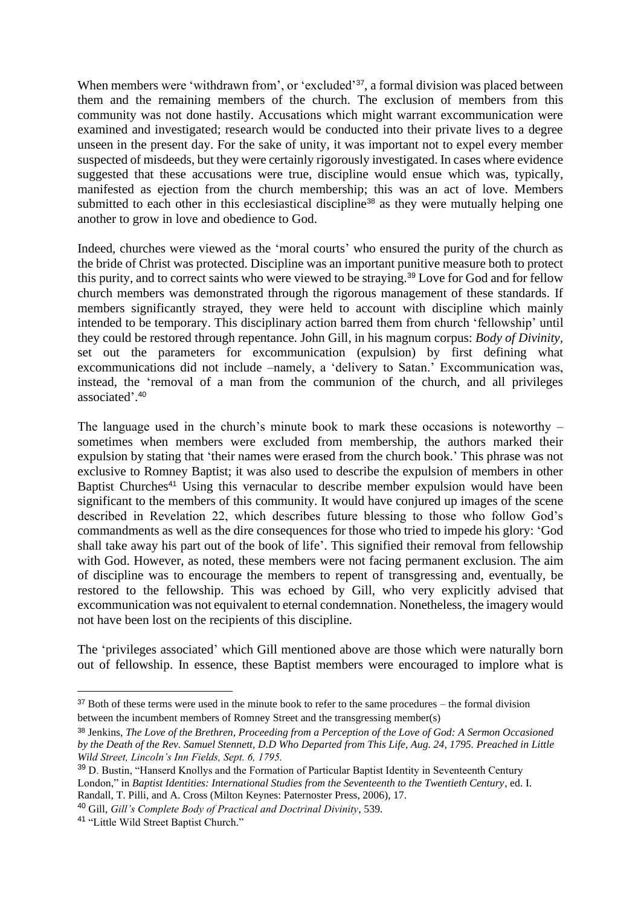When members were 'withdrawn from', or 'excluded'[37], a formal division was placed between them and the remaining members of the church. The exclusion of members from this community was not done hastily. Accusations which might warrant excommunication were examined and investigated; research would be conducted into their private lives to a degree unseen in the present day. For the sake of unity, it was important not to expel every member suspected of misdeeds, but they were certainly rigorously investigated. In cases where evidence suggested that these accusations were true, discipline would ensue which was, typically, manifested as ejection from the church membership; this was an act of love. Members submitted to each other in this ecclesiastical discipline[38] as they were mutually helping one another to grow in love and obedience to God.

Indeed, churches were viewed as the 'moral courts' who ensured the purity of the church as the bride of Christ was protected. Discipline was an important punitive measure both to protect this purity, and to correct saints who were viewed to be straying.[39] Love for God and for fellow church members was demonstrated through the rigorous management of these standards. If members significantly strayed, they were held to account with discipline which mainly intended to be temporary. This disciplinary action barred them from church 'fellowship' until they could be restored through repentance. John Gill, in his magnum corpus: *Body of Divinity,* set out the parameters for excommunication (expulsion) by first defining what excommunications did not include –namely, a 'delivery to Satan.' Excommunication was, instead, the 'removal of a man from the communion of the church, and all privileges associated'.[40]

The language used in the church's minute book to mark these occasions is noteworthy – sometimes when members were excluded from membership, the authors marked their expulsion by stating that 'their names were erased from the church book.' This phrase was not exclusive to Romney Baptist; it was also used to describe the expulsion of members in other Baptist Churches[41] Using this vernacular to describe member expulsion would have been significant to the members of this community. It would have conjured up images of the scene described in Revelation 22, which describes future blessing to those who follow God's commandments as well as the dire consequences for those who tried to impede his glory: 'God shall take away his part out of the book of life'. This signified their removal from fellowship with God. However, as noted, these members were not facing permanent exclusion. The aim of discipline was to encourage the members to repent of transgressing and, eventually, be restored to the fellowship. This was echoed by Gill, who very explicitly advised that excommunication was not equivalent to eternal condemnation. Nonetheless, the imagery would not have been lost on the recipients of this discipline.

The 'privileges associated' which Gill mentioned above are those which were naturally born out of fellowship. In essence, these Baptist members were encouraged to implore what is

---

[37] Both of these terms were used in the minute book to refer to the same procedures – the formal division between the incumbent members of Romney Street and the transgressing member(s)

[38] Jenkins, *The Love of the Brethren, Proceeding from a Perception of the Love of God: A Sermon Occasioned by the Death of the Rev. Samuel Stennett, D.D Who Departed from This Life, Aug. 24, 1795. Preached in Little Wild Street, Lincoln's Inn Fields, Sept. 6, 1795.*

[39] D. Bustin, "Hanserd Knollys and the Formation of Particular Baptist Identity in Seventeenth Century London," in *Baptist Identities: International Studies from the Seventeenth to the Twentieth Century*, ed. I. Randall, T. Pilli, and A. Cross (Milton Keynes: Paternoster Press, 2006), 17.

[40] Gill, *Gill's Complete Body of Practical and Doctrinal Divinity*, 539.

[41] "Little Wild Street Baptist Church."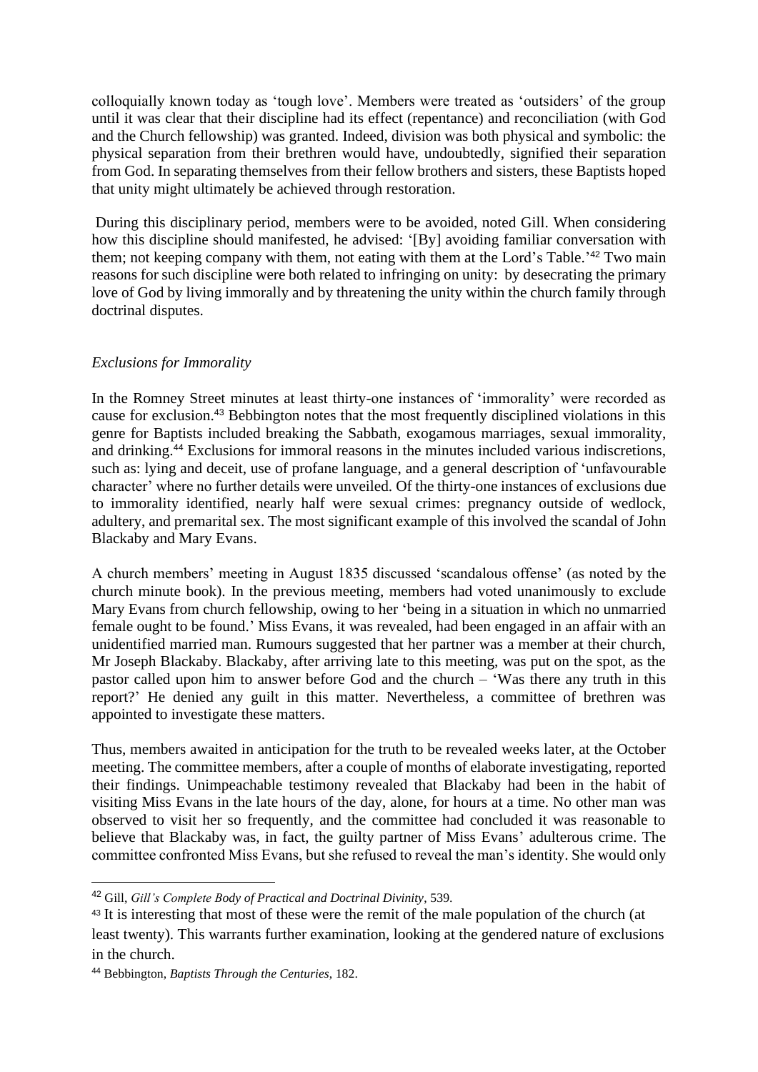colloquially known today as 'tough love'. Members were treated as 'outsiders' of the group until it was clear that their discipline had its effect (repentance) and reconciliation (with God and the Church fellowship) was granted. Indeed, division was both physical and symbolic: the physical separation from their brethren would have, undoubtedly, signified their separation from God. In separating themselves from their fellow brothers and sisters, these Baptists hoped that unity might ultimately be achieved through restoration.

During this disciplinary period, members were to be avoided, noted Gill. When considering how this discipline should manifested, he advised: '[By] avoiding familiar conversation with them; not keeping company with them, not eating with them at the Lord's Table.'[42] Two main reasons for such discipline were both related to infringing on unity: by desecrating the primary love of God by living immorally and by threatening the unity within the church family through doctrinal disputes.

*Exclusions for Immorality*

In the Romney Street minutes at least thirty-one instances of 'immorality' were recorded as cause for exclusion.[43] Bebbington notes that the most frequently disciplined violations in this genre for Baptists included breaking the Sabbath, exogamous marriages, sexual immorality, and drinking.[44] Exclusions for immoral reasons in the minutes included various indiscretions, such as: lying and deceit, use of profane language, and a general description of 'unfavourable character' where no further details were unveiled. Of the thirty-one instances of exclusions due to immorality identified, nearly half were sexual crimes: pregnancy outside of wedlock, adultery, and premarital sex. The most significant example of this involved the scandal of John Blackaby and Mary Evans.

A church members' meeting in August 1835 discussed 'scandalous offense' (as noted by the church minute book). In the previous meeting, members had voted unanimously to exclude Mary Evans from church fellowship, owing to her 'being in a situation in which no unmarried female ought to be found.' Miss Evans, it was revealed, had been engaged in an affair with an unidentified married man. Rumours suggested that her partner was a member at their church, Mr Joseph Blackaby. Blackaby, after arriving late to this meeting, was put on the spot, as the pastor called upon him to answer before God and the church – 'Was there any truth in this report?' He denied any guilt in this matter. Nevertheless, a committee of brethren was appointed to investigate these matters.

Thus, members awaited in anticipation for the truth to be revealed weeks later, at the October meeting. The committee members, after a couple of months of elaborate investigating, reported their findings. Unimpeachable testimony revealed that Blackaby had been in the habit of visiting Miss Evans in the late hours of the day, alone, for hours at a time. No other man was observed to visit her so frequently, and the committee had concluded it was reasonable to believe that Blackaby was, in fact, the guilty partner of Miss Evans' adulterous crime. The committee confronted Miss Evans, but she refused to reveal the man's identity. She would only

---

[42] Gill, *Gill's Complete Body of Practical and Doctrinal Divinity*, 539.

[43] It is interesting that most of these were the remit of the male population of the church (at least twenty). This warrants further examination, looking at the gendered nature of exclusions in the church.

[44] Bebbington, *Baptists Through the Centuries*, 182.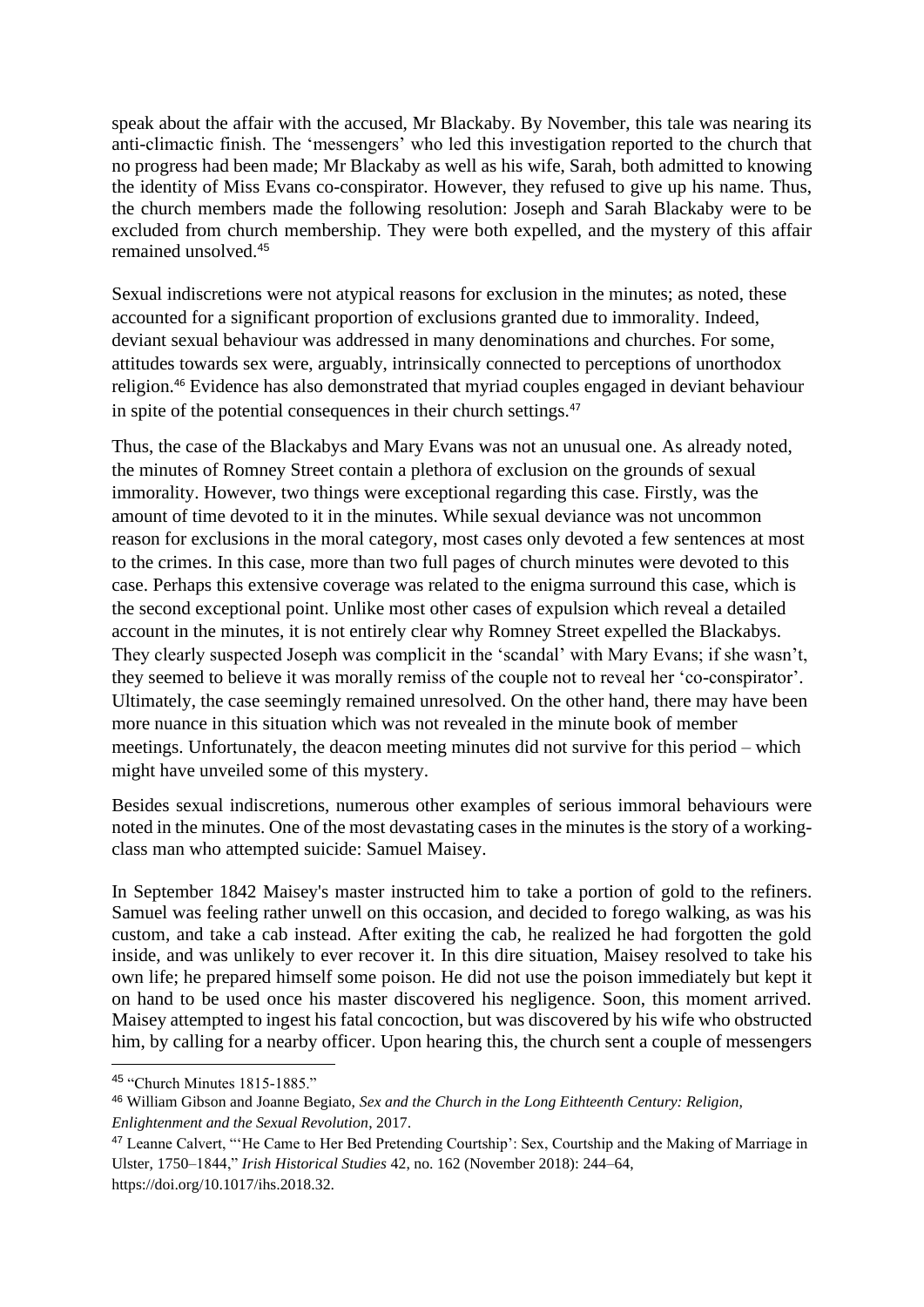speak about the affair with the accused, Mr Blackaby. By November, this tale was nearing its anti-climactic finish. The 'messengers' who led this investigation reported to the church that no progress had been made; Mr Blackaby as well as his wife, Sarah, both admitted to knowing the identity of Miss Evans co-conspirator. However, they refused to give up his name. Thus, the church members made the following resolution: Joseph and Sarah Blackaby were to be excluded from church membership. They were both expelled, and the mystery of this affair remained unsolved.[45]

Sexual indiscretions were not atypical reasons for exclusion in the minutes; as noted, these accounted for a significant proportion of exclusions granted due to immorality. Indeed, deviant sexual behaviour was addressed in many denominations and churches. For some, attitudes towards sex were, arguably, intrinsically connected to perceptions of unorthodox religion.[46] Evidence has also demonstrated that myriad couples engaged in deviant behaviour in spite of the potential consequences in their church settings.[47]

Thus, the case of the Blackabys and Mary Evans was not an unusual one. As already noted, the minutes of Romney Street contain a plethora of exclusion on the grounds of sexual immorality. However, two things were exceptional regarding this case. Firstly, was the amount of time devoted to it in the minutes. While sexual deviance was not uncommon reason for exclusions in the moral category, most cases only devoted a few sentences at most to the crimes. In this case, more than two full pages of church minutes were devoted to this case. Perhaps this extensive coverage was related to the enigma surround this case, which is the second exceptional point. Unlike most other cases of expulsion which reveal a detailed account in the minutes, it is not entirely clear why Romney Street expelled the Blackabys. They clearly suspected Joseph was complicit in the 'scandal' with Mary Evans; if she wasn't, they seemed to believe it was morally remiss of the couple not to reveal her 'co-conspirator'. Ultimately, the case seemingly remained unresolved. On the other hand, there may have been more nuance in this situation which was not revealed in the minute book of member meetings. Unfortunately, the deacon meeting minutes did not survive for this period – which might have unveiled some of this mystery.

Besides sexual indiscretions, numerous other examples of serious immoral behaviours were noted in the minutes. One of the most devastating cases in the minutes is the story of a working-class man who attempted suicide: Samuel Maisey.

In September 1842 Maisey's master instructed him to take a portion of gold to the refiners. Samuel was feeling rather unwell on this occasion, and decided to forego walking, as was his custom, and take a cab instead. After exiting the cab, he realized he had forgotten the gold inside, and was unlikely to ever recover it. In this dire situation, Maisey resolved to take his own life; he prepared himself some poison. He did not use the poison immediately but kept it on hand to be used once his master discovered his negligence. Soon, this moment arrived. Maisey attempted to ingest his fatal concoction, but was discovered by his wife who obstructed him, by calling for a nearby officer. Upon hearing this, the church sent a couple of messengers

[45] "Church Minutes 1815-1885."

[46] William Gibson and Joanne Begiato, *Sex and the Church in the Long Eithteenth Century: Religion, Enlightenment and the Sexual Revolution*, 2017.

[47] Leanne Calvert, "'He Came to Her Bed Pretending Courtship': Sex, Courtship and the Making of Marriage in Ulster, 1750–1844," *Irish Historical Studies* 42, no. 162 (November 2018): 244–64, https://doi.org/10.1017/ihs.2018.32.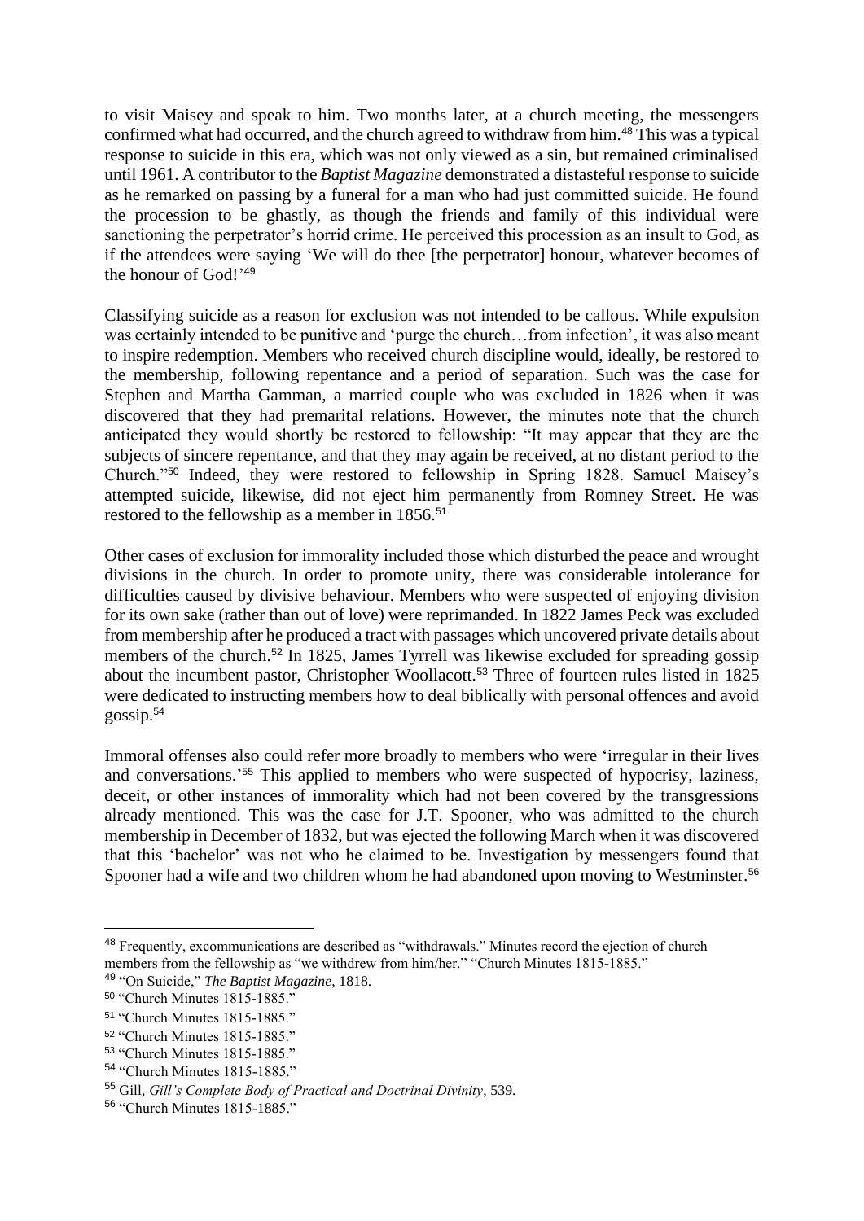to visit Maisey and speak to him. Two months later, at a church meeting, the messengers confirmed what had occurred, and the church agreed to withdraw from him.[48] This was a typical response to suicide in this era, which was not only viewed as a sin, but remained criminalised until 1961. A contributor to the *Baptist Magazine* demonstrated a distasteful response to suicide as he remarked on passing by a funeral for a man who had just committed suicide. He found the procession to be ghastly, as though the friends and family of this individual were sanctioning the perpetrator's horrid crime. He perceived this procession as an insult to God, as if the attendees were saying 'We will do thee [the perpetrator] honour, whatever becomes of the honour of God!'[49]

Classifying suicide as a reason for exclusion was not intended to be callous. While expulsion was certainly intended to be punitive and 'purge the church…from infection', it was also meant to inspire redemption. Members who received church discipline would, ideally, be restored to the membership, following repentance and a period of separation. Such was the case for Stephen and Martha Gamman, a married couple who was excluded in 1826 when it was discovered that they had premarital relations. However, the minutes note that the church anticipated they would shortly be restored to fellowship: "It may appear that they are the subjects of sincere repentance, and that they may again be received, at no distant period to the Church."[50] Indeed, they were restored to fellowship in Spring 1828. Samuel Maisey's attempted suicide, likewise, did not eject him permanently from Romney Street. He was restored to the fellowship as a member in 1856.[51]

Other cases of exclusion for immorality included those which disturbed the peace and wrought divisions in the church. In order to promote unity, there was considerable intolerance for difficulties caused by divisive behaviour. Members who were suspected of enjoying division for its own sake (rather than out of love) were reprimanded. In 1822 James Peck was excluded from membership after he produced a tract with passages which uncovered private details about members of the church.[52] In 1825, James Tyrrell was likewise excluded for spreading gossip about the incumbent pastor, Christopher Woollacott.[53] Three of fourteen rules listed in 1825 were dedicated to instructing members how to deal biblically with personal offences and avoid gossip.[54]

Immoral offenses also could refer more broadly to members who were 'irregular in their lives and conversations.'[55] This applied to members who were suspected of hypocrisy, laziness, deceit, or other instances of immorality which had not been covered by the transgressions already mentioned. This was the case for J.T. Spooner, who was admitted to the church membership in December of 1832, but was ejected the following March when it was discovered that this 'bachelor' was not who he claimed to be. Investigation by messengers found that Spooner had a wife and two children whom he had abandoned upon moving to Westminster.[56]

---

[48] Frequently, excommunications are described as "withdrawals." Minutes record the ejection of church members from the fellowship as "we withdrew from him/her." "Church Minutes 1815-1885."

[49] "On Suicide," *The Baptist Magazine*, 1818.

[50] "Church Minutes 1815-1885."

[51] "Church Minutes 1815-1885."

[52] "Church Minutes 1815-1885."

[53] "Church Minutes 1815-1885."

[54] "Church Minutes 1815-1885."

[55] Gill, *Gill's Complete Body of Practical and Doctrinal Divinity*, 539.

[56] "Church Minutes 1815-1885."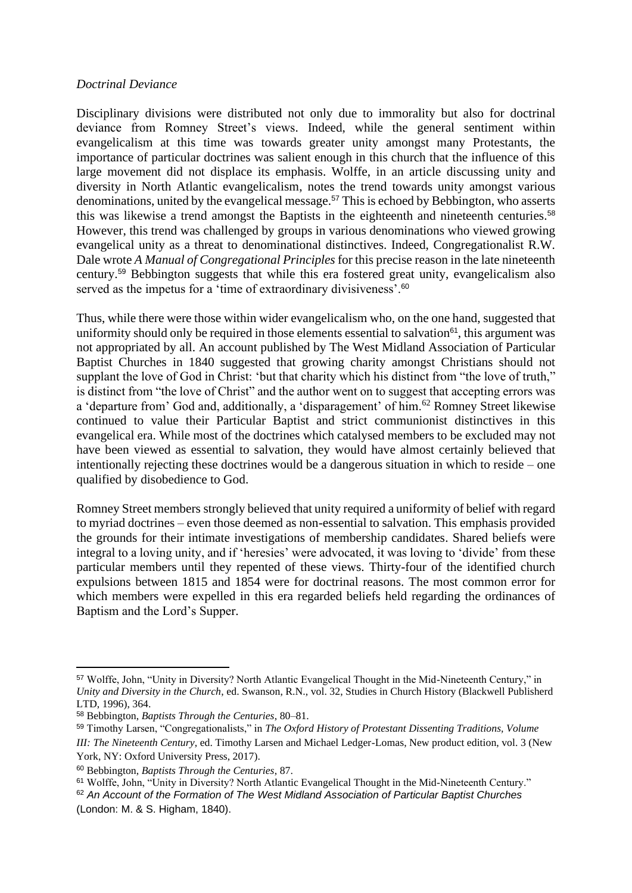*Doctrinal Deviance*

Disciplinary divisions were distributed not only due to immorality but also for doctrinal deviance from Romney Street's views. Indeed, while the general sentiment within evangelicalism at this time was towards greater unity amongst many Protestants, the importance of particular doctrines was salient enough in this church that the influence of this large movement did not displace its emphasis. Wolffe, in an article discussing unity and diversity in North Atlantic evangelicalism, notes the trend towards unity amongst various denominations, united by the evangelical message.[57] This is echoed by Bebbington, who asserts this was likewise a trend amongst the Baptists in the eighteenth and nineteenth centuries.[58] However, this trend was challenged by groups in various denominations who viewed growing evangelical unity as a threat to denominational distinctives. Indeed, Congregationalist R.W. Dale wrote *A Manual of Congregational Principles* for this precise reason in the late nineteenth century.[59] Bebbington suggests that while this era fostered great unity, evangelicalism also served as the impetus for a 'time of extraordinary divisiveness'.[60]

Thus, while there were those within wider evangelicalism who, on the one hand, suggested that uniformity should only be required in those elements essential to salvation[61], this argument was not appropriated by all. An account published by The West Midland Association of Particular Baptist Churches in 1840 suggested that growing charity amongst Christians should not supplant the love of God in Christ: 'but that charity which his distinct from "the love of truth," is distinct from "the love of Christ" and the author went on to suggest that accepting errors was a 'departure from' God and, additionally, a 'disparagement' of him.[62] Romney Street likewise continued to value their Particular Baptist and strict communionist distinctives in this evangelical era. While most of the doctrines which catalysed members to be excluded may not have been viewed as essential to salvation, they would have almost certainly believed that intentionally rejecting these doctrines would be a dangerous situation in which to reside – one qualified by disobedience to God.

Romney Street members strongly believed that unity required a uniformity of belief with regard to myriad doctrines – even those deemed as non-essential to salvation. This emphasis provided the grounds for their intimate investigations of membership candidates. Shared beliefs were integral to a loving unity, and if 'heresies' were advocated, it was loving to 'divide' from these particular members until they repented of these views. Thirty-four of the identified church expulsions between 1815 and 1854 were for doctrinal reasons. The most common error for which members were expelled in this era regarded beliefs held regarding the ordinances of Baptism and the Lord's Supper.

---

[57] Wolffe, John, "Unity in Diversity? North Atlantic Evangelical Thought in the Mid-Nineteenth Century," in *Unity and Diversity in the Church*, ed. Swanson, R.N., vol. 32, Studies in Church History (Blackwell Publisherd LTD, 1996), 364.

[58] Bebbington, *Baptists Through the Centuries*, 80–81.

[59] Timothy Larsen, "Congregationalists," in *The Oxford History of Protestant Dissenting Traditions, Volume III: The Nineteenth Century*, ed. Timothy Larsen and Michael Ledger-Lomas, New product edition, vol. 3 (New York, NY: Oxford University Press, 2017).

[60] Bebbington, *Baptists Through the Centuries*, 87.

[61] Wolffe, John, "Unity in Diversity? North Atlantic Evangelical Thought in the Mid-Nineteenth Century."

[62] *An Account of the Formation of The West Midland Association of Particular Baptist Churches* (London: M. & S. Higham, 1840).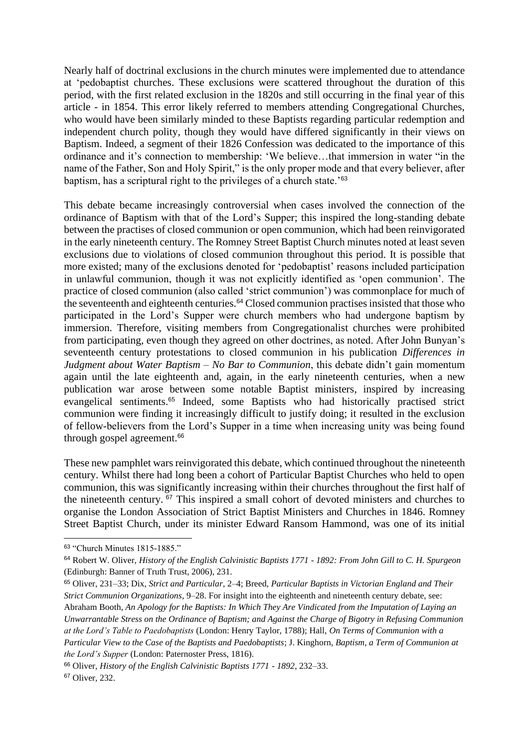Nearly half of doctrinal exclusions in the church minutes were implemented due to attendance at 'pedobaptist churches. These exclusions were scattered throughout the duration of this period, with the first related exclusion in the 1820s and still occurring in the final year of this article - in 1854. This error likely referred to members attending Congregational Churches, who would have been similarly minded to these Baptists regarding particular redemption and independent church polity, though they would have differed significantly in their views on Baptism. Indeed, a segment of their 1826 Confession was dedicated to the importance of this ordinance and it's connection to membership: 'We believe…that immersion in water "in the name of the Father, Son and Holy Spirit," is the only proper mode and that every believer, after baptism, has a scriptural right to the privileges of a church state.'[63]

This debate became increasingly controversial when cases involved the connection of the ordinance of Baptism with that of the Lord's Supper; this inspired the long-standing debate between the practises of closed communion or open communion, which had been reinvigorated in the early nineteenth century. The Romney Street Baptist Church minutes noted at least seven exclusions due to violations of closed communion throughout this period. It is possible that more existed; many of the exclusions denoted for 'pedobaptist' reasons included participation in unlawful communion, though it was not explicitly identified as 'open communion'. The practice of closed communion (also called 'strict communion') was commonplace for much of the seventeenth and eighteenth centuries.[64] Closed communion practises insisted that those who participated in the Lord's Supper were church members who had undergone baptism by immersion. Therefore, visiting members from Congregationalist churches were prohibited from participating, even though they agreed on other doctrines, as noted. After John Bunyan's seventeenth century protestations to closed communion in his publication *Differences in Judgment about Water Baptism – No Bar to Communion*, this debate didn't gain momentum again until the late eighteenth and, again, in the early nineteenth centuries, when a new publication war arose between some notable Baptist ministers, inspired by increasing evangelical sentiments.[65] Indeed, some Baptists who had historically practised strict communion were finding it increasingly difficult to justify doing; it resulted in the exclusion of fellow-believers from the Lord's Supper in a time when increasing unity was being found through gospel agreement.[66]

These new pamphlet wars reinvigorated this debate, which continued throughout the nineteenth century. Whilst there had long been a cohort of Particular Baptist Churches who held to open communion, this was significantly increasing within their churches throughout the first half of the nineteenth century.[67] This inspired a small cohort of devoted ministers and churches to organise the London Association of Strict Baptist Ministers and Churches in 1846. Romney Street Baptist Church, under its minister Edward Ransom Hammond, was one of its initial

---

[63] "Church Minutes 1815-1885."

[64] Robert W. Oliver, *History of the English Calvinistic Baptists 1771 - 1892: From John Gill to C. H. Spurgeon* (Edinburgh: Banner of Truth Trust, 2006), 231.

[65] Oliver, 231–33; Dix, *Strict and Particular*, 2–4; Breed, *Particular Baptists in Victorian England and Their Strict Communion Organizations*, 9–28. For insight into the eighteenth and nineteenth century debate, see: Abraham Booth, *An Apology for the Baptists: In Which They Are Vindicated from the Imputation of Laying an Unwarrantable Stress on the Ordinance of Baptism; and Against the Charge of Bigotry in Refusing Communion at the Lord's Table to Paedobaptists* (London: Henry Taylor, 1788); Hall, *On Terms of Communion with a Particular View to the Case of the Baptists and Paedobaptists*; J. Kinghorn, *Baptism, a Term of Communion at the Lord's Supper* (London: Paternoster Press, 1816).

[66] Oliver, *History of the English Calvinistic Baptists 1771 - 1892*, 232–33.

[67] Oliver, 232.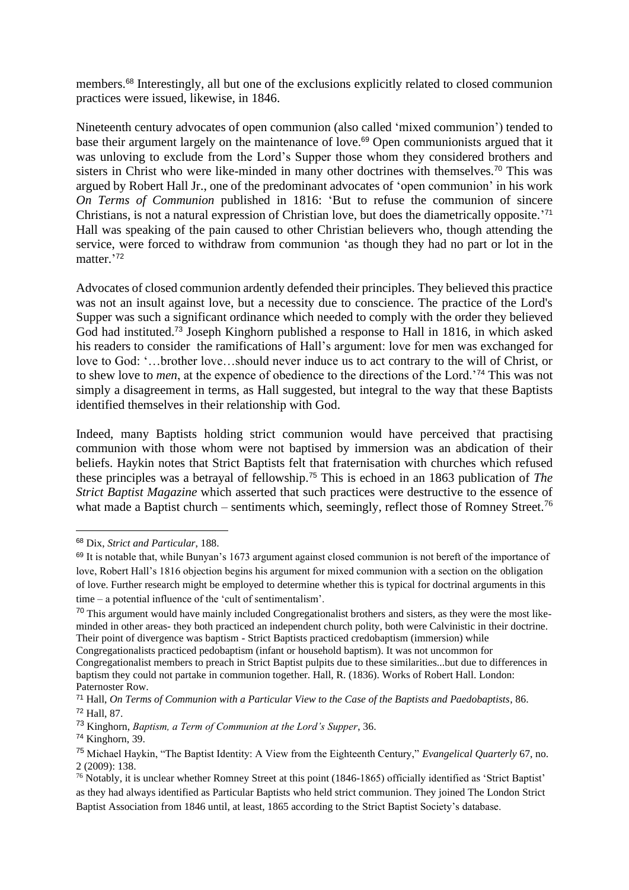members.[68] Interestingly, all but one of the exclusions explicitly related to closed communion practices were issued, likewise, in 1846.

Nineteenth century advocates of open communion (also called 'mixed communion') tended to base their argument largely on the maintenance of love.[69] Open communionists argued that it was unloving to exclude from the Lord's Supper those whom they considered brothers and sisters in Christ who were like-minded in many other doctrines with themselves.[70] This was argued by Robert Hall Jr., one of the predominant advocates of 'open communion' in his work *On Terms of Communion* published in 1816: 'But to refuse the communion of sincere Christians, is not a natural expression of Christian love, but does the diametrically opposite.'[71] Hall was speaking of the pain caused to other Christian believers who, though attending the service, were forced to withdraw from communion 'as though they had no part or lot in the matter.'[72]

Advocates of closed communion ardently defended their principles. They believed this practice was not an insult against love, but a necessity due to conscience. The practice of the Lord's Supper was such a significant ordinance which needed to comply with the order they believed God had instituted.[73] Joseph Kinghorn published a response to Hall in 1816, in which asked his readers to consider the ramifications of Hall's argument: love for men was exchanged for love to God: '…brother love…should never induce us to act contrary to the will of Christ, or to shew love to *men*, at the expence of obedience to the directions of the Lord.'[74] This was not simply a disagreement in terms, as Hall suggested, but integral to the way that these Baptists identified themselves in their relationship with God.

Indeed, many Baptists holding strict communion would have perceived that practising communion with those whom were not baptised by immersion was an abdication of their beliefs. Haykin notes that Strict Baptists felt that fraternisation with churches which refused these principles was a betrayal of fellowship.[75] This is echoed in an 1863 publication of *The Strict Baptist Magazine* which asserted that such practices were destructive to the essence of what made a Baptist church – sentiments which, seemingly, reflect those of Romney Street.[76]

---

[68] Dix, *Strict and Particular*, 188.

[69] It is notable that, while Bunyan's 1673 argument against closed communion is not bereft of the importance of love, Robert Hall's 1816 objection begins his argument for mixed communion with a section on the obligation of love. Further research might be employed to determine whether this is typical for doctrinal arguments in this time – a potential influence of the 'cult of sentimentalism'.

[70] This argument would have mainly included Congregationalist brothers and sisters, as they were the most like-minded in other areas- they both practiced an independent church polity, both were Calvinistic in their doctrine. Their point of divergence was baptism - Strict Baptists practiced credobaptism (immersion) while Congregationalists practiced pedobaptism (infant or household baptism). It was not uncommon for Congregationalist members to preach in Strict Baptist pulpits due to these similarities...but due to differences in baptism they could not partake in communion together. Hall, R. (1836). Works of Robert Hall. London: Paternoster Row.

[71] Hall, *On Terms of Communion with a Particular View to the Case of the Baptists and Paedobaptists*, 86.

[72] Hall, 87.

[73] Kinghorn, *Baptism, a Term of Communion at the Lord's Supper*, 36.

[74] Kinghorn, 39.

[75] Michael Haykin, "The Baptist Identity: A View from the Eighteenth Century," *Evangelical Quarterly* 67, no. 2 (2009): 138.

[76] Notably, it is unclear whether Romney Street at this point (1846-1865) officially identified as 'Strict Baptist' as they had always identified as Particular Baptists who held strict communion. They joined The London Strict Baptist Association from 1846 until, at least, 1865 according to the Strict Baptist Society's database.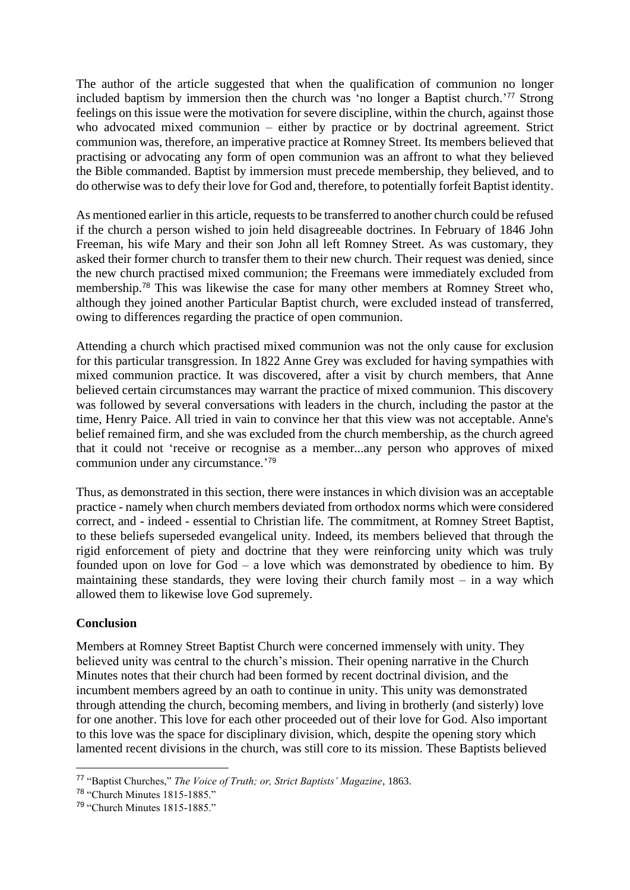The author of the article suggested that when the qualification of communion no longer included baptism by immersion then the church was 'no longer a Baptist church.'[77] Strong feelings on this issue were the motivation for severe discipline, within the church, against those who advocated mixed communion – either by practice or by doctrinal agreement. Strict communion was, therefore, an imperative practice at Romney Street. Its members believed that practising or advocating any form of open communion was an affront to what they believed the Bible commanded. Baptist by immersion must precede membership, they believed, and to do otherwise was to defy their love for God and, therefore, to potentially forfeit Baptist identity.

As mentioned earlier in this article, requests to be transferred to another church could be refused if the church a person wished to join held disagreeable doctrines. In February of 1846 John Freeman, his wife Mary and their son John all left Romney Street. As was customary, they asked their former church to transfer them to their new church. Their request was denied, since the new church practised mixed communion; the Freemans were immediately excluded from membership.[78] This was likewise the case for many other members at Romney Street who, although they joined another Particular Baptist church, were excluded instead of transferred, owing to differences regarding the practice of open communion.

Attending a church which practised mixed communion was not the only cause for exclusion for this particular transgression. In 1822 Anne Grey was excluded for having sympathies with mixed communion practice. It was discovered, after a visit by church members, that Anne believed certain circumstances may warrant the practice of mixed communion. This discovery was followed by several conversations with leaders in the church, including the pastor at the time, Henry Paice. All tried in vain to convince her that this view was not acceptable. Anne's belief remained firm, and she was excluded from the church membership, as the church agreed that it could not 'receive or recognise as a member...any person who approves of mixed communion under any circumstance.'[79]

Thus, as demonstrated in this section, there were instances in which division was an acceptable practice - namely when church members deviated from orthodox norms which were considered correct, and - indeed - essential to Christian life. The commitment, at Romney Street Baptist, to these beliefs superseded evangelical unity. Indeed, its members believed that through the rigid enforcement of piety and doctrine that they were reinforcing unity which was truly founded upon on love for God – a love which was demonstrated by obedience to him. By maintaining these standards, they were loving their church family most – in a way which allowed them to likewise love God supremely.

## Conclusion

Members at Romney Street Baptist Church were concerned immensely with unity. They believed unity was central to the church's mission. Their opening narrative in the Church Minutes notes that their church had been formed by recent doctrinal division, and the incumbent members agreed by an oath to continue in unity. This unity was demonstrated through attending the church, becoming members, and living in brotherly (and sisterly) love for one another. This love for each other proceeded out of their love for God. Also important to this love was the space for disciplinary division, which, despite the opening story which lamented recent divisions in the church, was still core to its mission. These Baptists believed

[77] "Baptist Churches," *The Voice of Truth; or, Strict Baptists' Magazine*, 1863.

[78] "Church Minutes 1815-1885."

[79] "Church Minutes 1815-1885."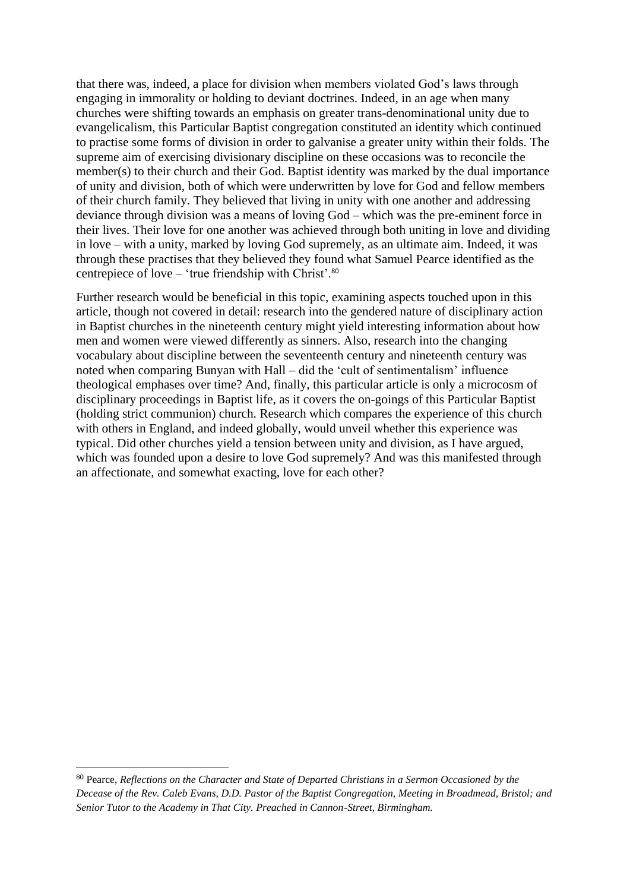that there was, indeed, a place for division when members violated God's laws through engaging in immorality or holding to deviant doctrines. Indeed, in an age when many churches were shifting towards an emphasis on greater trans-denominational unity due to evangelicalism, this Particular Baptist congregation constituted an identity which continued to practise some forms of division in order to galvanise a greater unity within their folds. The supreme aim of exercising divisionary discipline on these occasions was to reconcile the member(s) to their church and their God. Baptist identity was marked by the dual importance of unity and division, both of which were underwritten by love for God and fellow members of their church family. They believed that living in unity with one another and addressing deviance through division was a means of loving God – which was the pre-eminent force in their lives. Their love for one another was achieved through both uniting in love and dividing in love – with a unity, marked by loving God supremely, as an ultimate aim. Indeed, it was through these practises that they believed they found what Samuel Pearce identified as the centrepiece of love – 'true friendship with Christ'.[80]

Further research would be beneficial in this topic, examining aspects touched upon in this article, though not covered in detail: research into the gendered nature of disciplinary action in Baptist churches in the nineteenth century might yield interesting information about how men and women were viewed differently as sinners. Also, research into the changing vocabulary about discipline between the seventeenth century and nineteenth century was noted when comparing Bunyan with Hall – did the 'cult of sentimentalism' influence theological emphases over time? And, finally, this particular article is only a microcosm of disciplinary proceedings in Baptist life, as it covers the on-goings of this Particular Baptist (holding strict communion) church. Research which compares the experience of this church with others in England, and indeed globally, would unveil whether this experience was typical. Did other churches yield a tension between unity and division, as I have argued, which was founded upon a desire to love God supremely? And was this manifested through an affectionate, and somewhat exacting, love for each other?

---

[80] Pearce, *Reflections on the Character and State of Departed Christians in a Sermon Occasioned by the Decease of the Rev. Caleb Evans, D.D. Pastor of the Baptist Congregation, Meeting in Broadmead, Bristol; and Senior Tutor to the Academy in That City. Preached in Cannon-Street, Birmingham.*